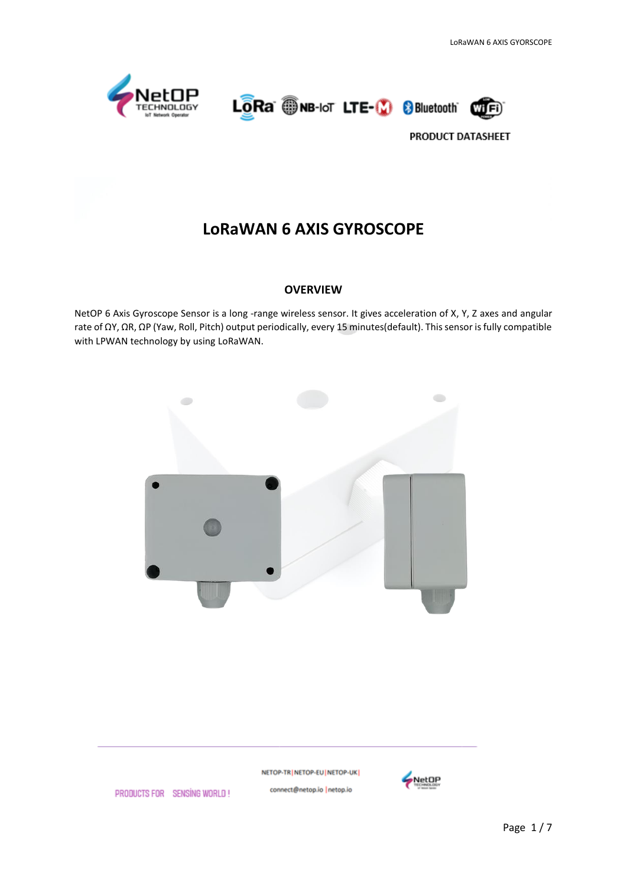PRODUCT DATASHEET

# LoRaWAN 6 AXIS GYROSCOPE

## OVERVIEW

NetOP 6 Axis Gyroscope Sensor is a long -range wireless sensor. It gives acceleration of X, Y, Z axes and angular rate of ΩY, ΩR, ΩP (Yaw, Roll, Pitch) output periodically, every 15 minutes(default). This sensor is fully compatible with LPWAN technology by using LoRaWAN.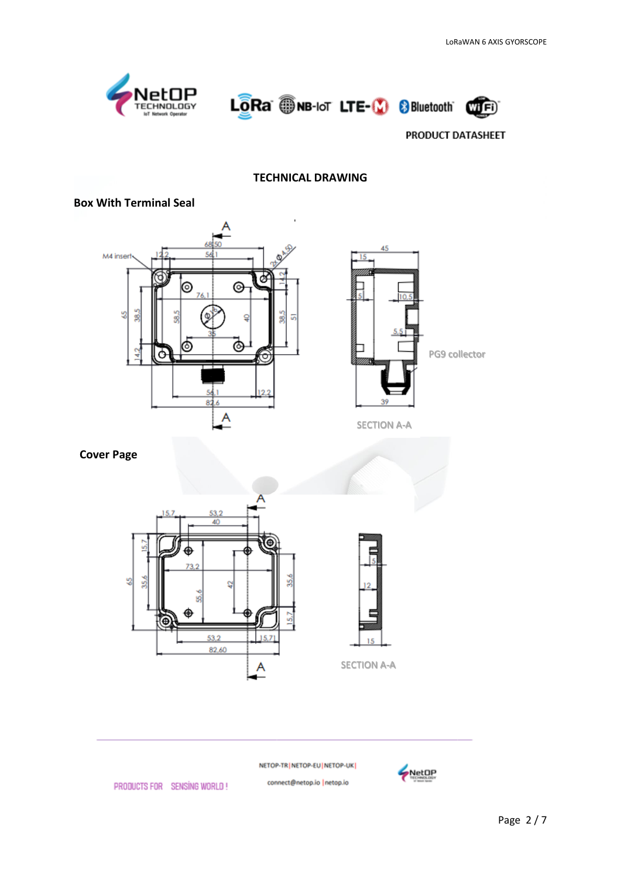PRODUCT DATASHEET

## TECHNICAL DRAWING

### Box With Terminal Seal

### Cover Page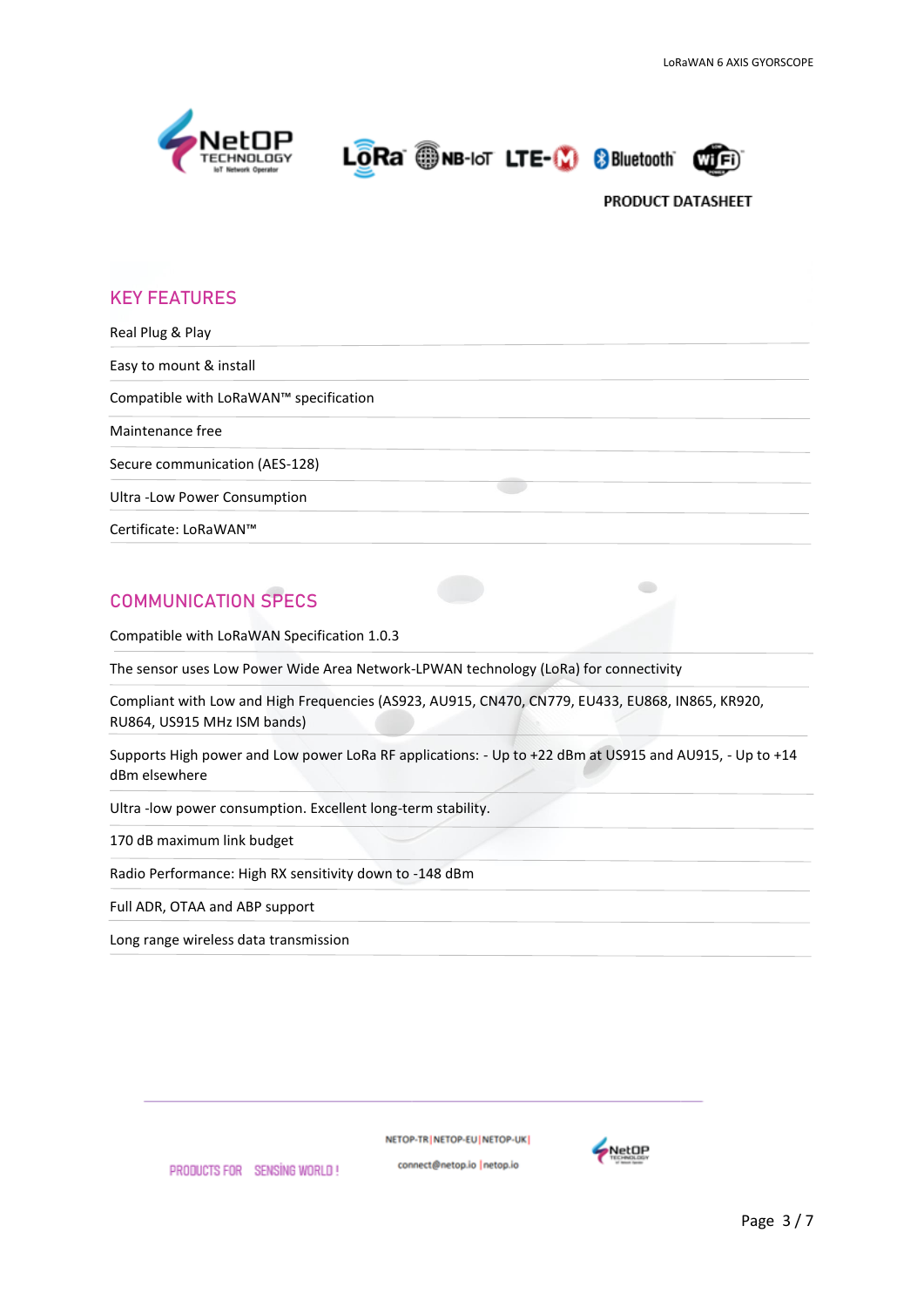## KEY FEATURES

Real Plug & Play

Easy to mount & install

Compatible with LoRaWAN™ specification

Maintenance free

Secure communication (AES-128)

Ultra -Low Power Consumption

Certificate: LoRaWAN™

## COMMUNICATION SPECS

Compatible with LoRaWAN Specification 1.0.3

The sensor uses Low Power Wide Area Network-LPWAN technology (LoRa) for connectivity

Compliant with Low and High Frequencies (AS923, AU915, CN470, CN779, EU433, EU868, IN865, KR920, RU864, US915 MHz ISM bands)

Supports High power and Low power LoRa RF applications: - Up to +22 dBm at US915 and AU915, - Up to +14 dBm elsewhere

Ultra -low power consumption. Excellent long-term stability.

170 dB maximum link budget

Radio Performance: High RX sensitivity down to -148 dBm

Full ADR, OTAA and ABP support

Long range wireless data transmission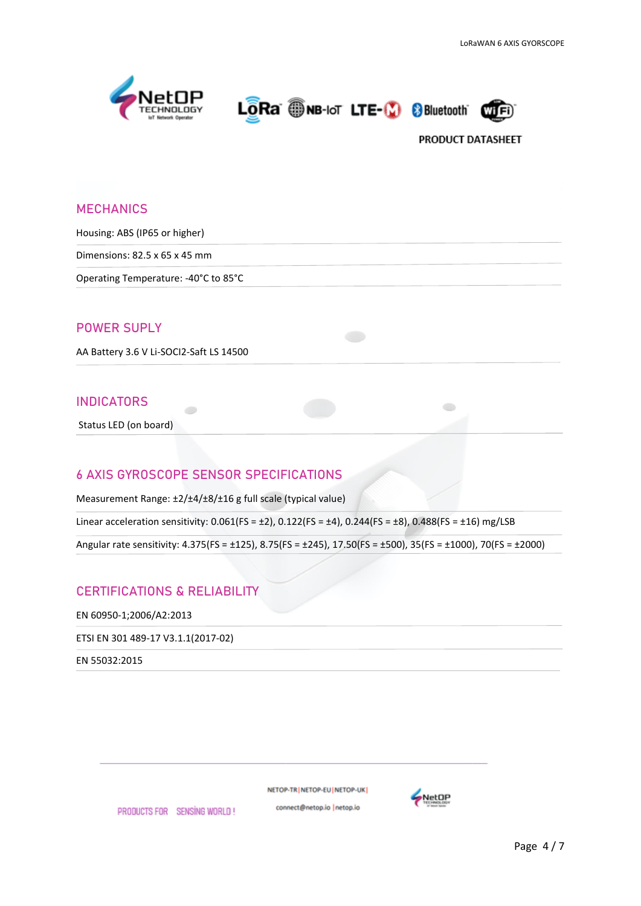PRODUCT DATASHEET

## MECHANICS

Housing: ABS (IP65 or higher)

Dimensions: 82.5 x 65 x 45 mm

Operating Temperature: -40°C to 85°C

## POWER SUPLY

AA Battery 3.6 V Li-SOCI2-Saft LS 14500

## INDICATORS

Status LED (on board)

## 6 AXIS GYROSCOPE SENSOR SPECIFICATIONS

Measurement Range: ±2/±4/±8/±16 g full scale (typical value)

Linear acceleration sensitivity: 0.061(FS = ±2), 0.122(FS = ±4), 0.244(FS = ±8), 0.488(FS = ±16) mg/LSB

Angular rate sensitivity: 4.375(FS = ±125), 8.75(FS = ±245), 17.50(FS = ±500), 35(FS = ±1000), 70(FS = ±2000)

## CERTIFICATIONS & RELIABILITY

EN 60950-1;2006/A2:2013

ETSI EN 301 489-17 V3.1.1(2017-02)

EN 55032:2015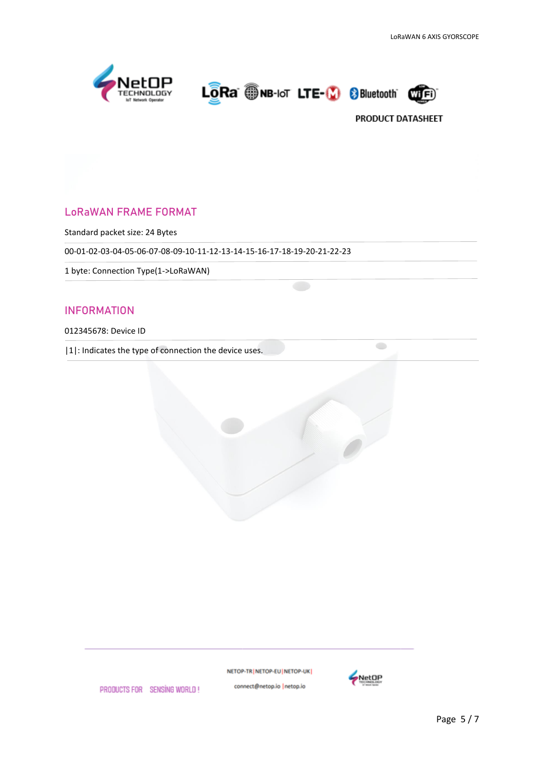## LoRaWAN FRAME FORMAT

Standard packet size: 24 Bytes

00-01-02-03-04-05-06-07-08-09-10-11-12-13-14-15-16-17-18-19-20-21-22-23

1 byte: Connection Type(1->LoRaWAN)

## INFORMATION

012345678: Device ID

|1|: Indicates the type of connection the device uses.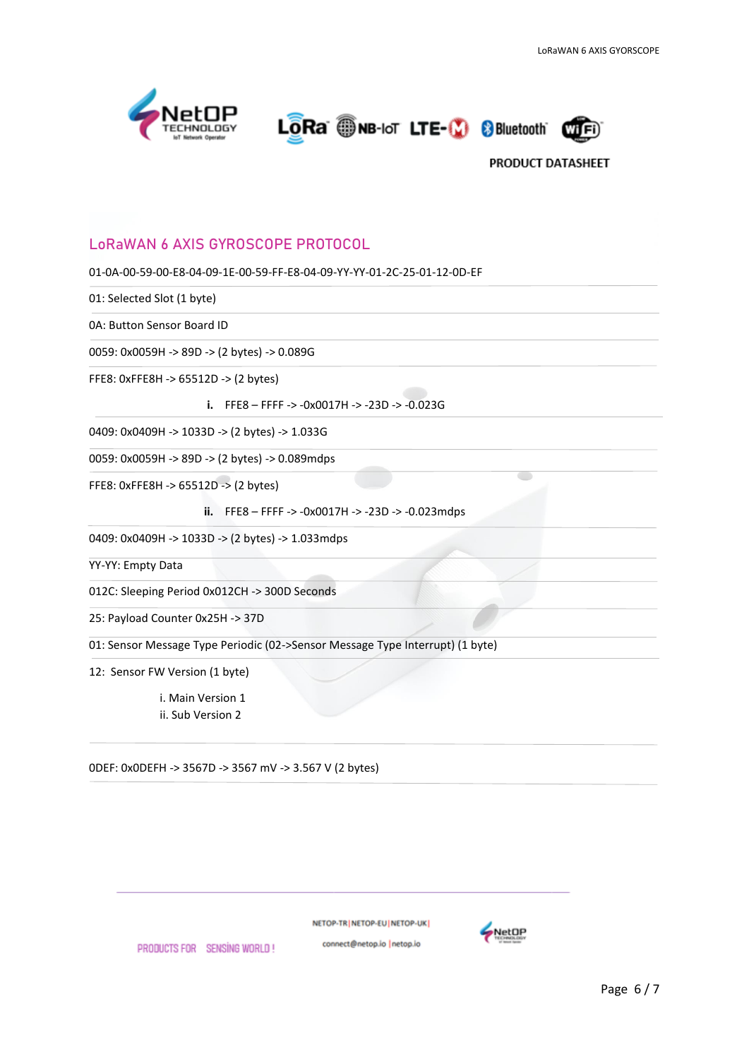## LoRaWAN 6 AXIS GYROSCOPE PROTOCOL

01-0A-00-59-00-E8-04-09-1E-00-59-FF-E8-04-09-YY-YY-01-2C-25-01-12-0D-EF

01: Selected Slot (1 byte)

0A: Button Sensor Board ID

0059: 0x0059H -> 89D -> (2 bytes) -> 0.089G

FFE8: 0xFFE8H -> 65512D -> (2 bytes)

i. FFE8 – FFFF -> -0x0017H -> -23D -> -0.023G

0409: 0x0409H -> 1033D -> (2 bytes) -> 1.033G

0059: 0x0059H -> 89D -> (2 bytes) -> 0.089mdps

FFE8: 0xFFE8H -> 65512D -> (2 bytes)

ii. FFE8 – FFFF -> -0x0017H -> -23D -> -0.023mdps

0409: 0x0409H -> 1033D -> (2 bytes) -> 1.033mdps

YY-YY: Empty Data

012C: Sleeping Period 0x012CH -> 300D Seconds

25: Payload Counter 0x25H -> 37D

01: Sensor Message Type Periodic (02->Sensor Message Type Interrupt) (1 byte)

12: Sensor FW Version (1 byte)

i. Main Version 1
ii. Sub Version 2

0DEF: 0x0DEFH -> 3567D -> 3567 mV -> 3.567 V (2 bytes)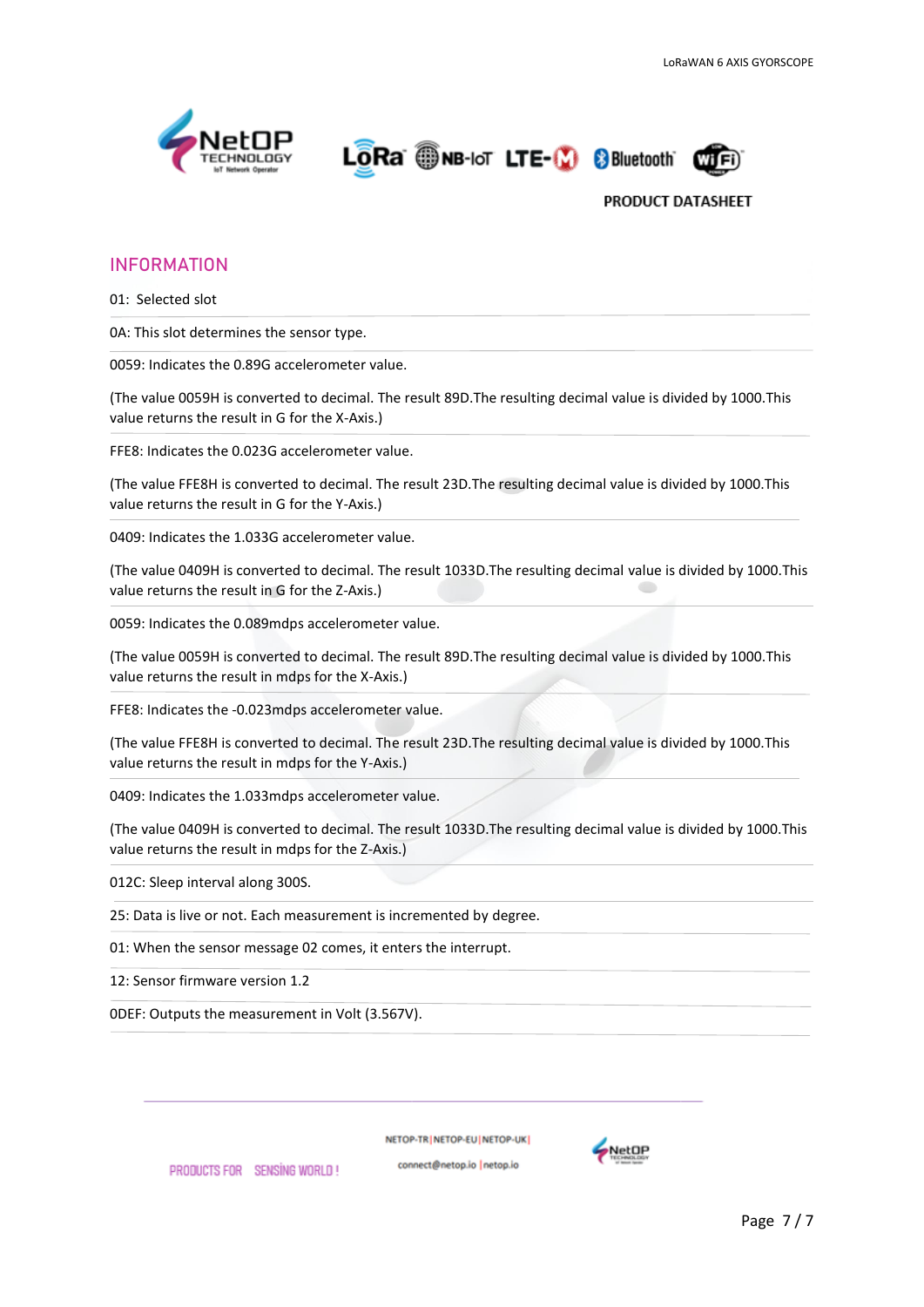## INFORMATION

01: Selected slot

0A: This slot determines the sensor type.

0059: Indicates the 0.89G accelerometer value.

(The value 0059H is converted to decimal. The result 89D.The resulting decimal value is divided by 1000.This value returns the result in G for the X-Axis.)

FFE8: Indicates the 0.023G accelerometer value.

(The value FFE8H is converted to decimal. The result 23D.The resulting decimal value is divided by 1000.This value returns the result in G for the Y-Axis.)

0409: Indicates the 1.033G accelerometer value.

(The value 0409H is converted to decimal. The result 1033D.The resulting decimal value is divided by 1000.This value returns the result in G for the Z-Axis.)

0059: Indicates the 0.089mdps accelerometer value.

(The value 0059H is converted to decimal. The result 89D.The resulting decimal value is divided by 1000.This value returns the result in mdps for the X-Axis.)

FFE8: Indicates the -0.023mdps accelerometer value.

(The value FFE8H is converted to decimal. The result 23D.The resulting decimal value is divided by 1000.This value returns the result in mdps for the Y-Axis.)

0409: Indicates the 1.033mdps accelerometer value.

(The value 0409H is converted to decimal. The result 1033D.The resulting decimal value is divided by 1000.This value returns the result in mdps for the Z-Axis.)

012C: Sleep interval along 300S.

25: Data is live or not. Each measurement is incremented by degree.

01: When the sensor message 02 comes, it enters the interrupt.

12: Sensor firmware version 1.2

0DEF: Outputs the measurement in Volt (3.567V).